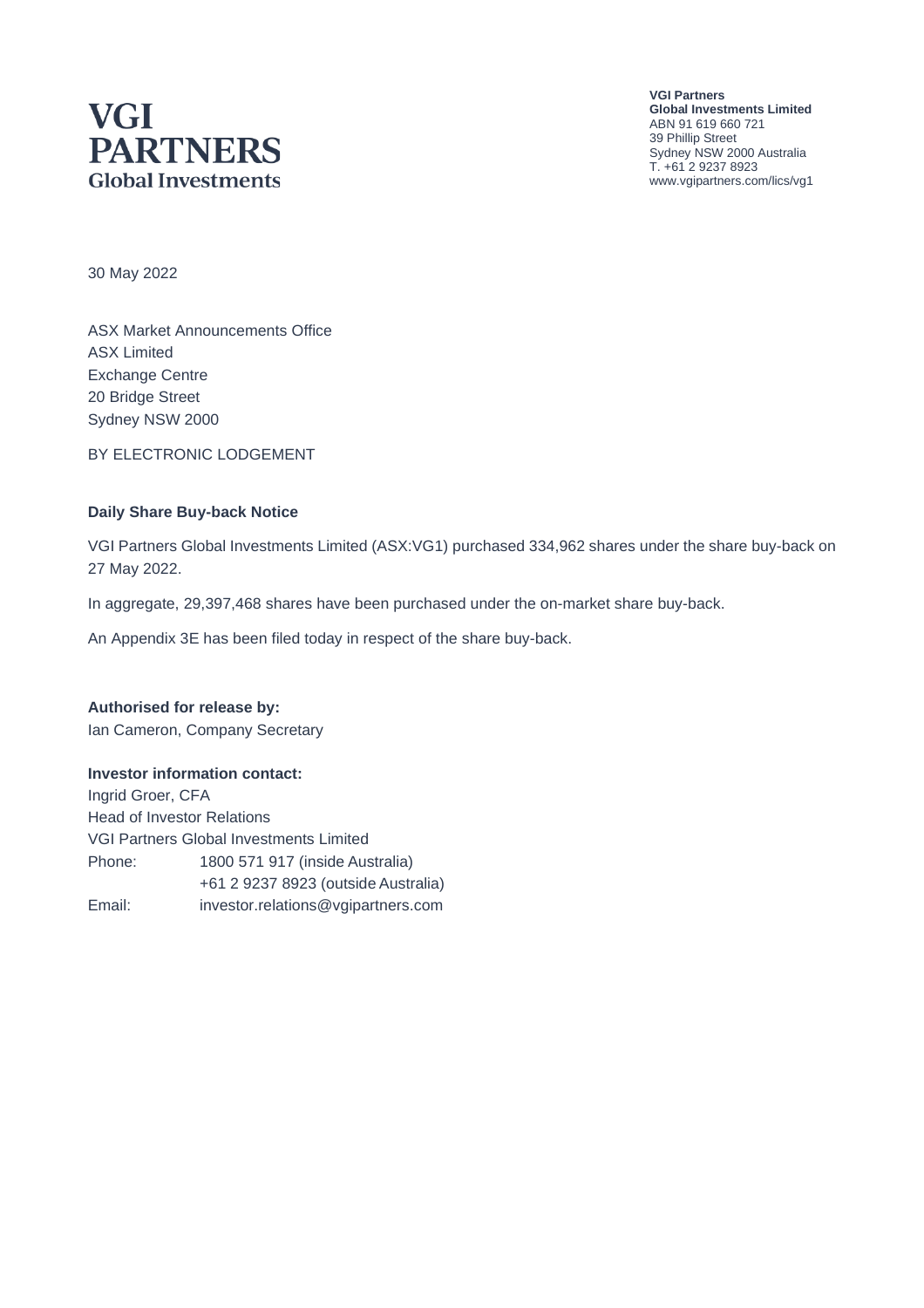**VGI PARTNERS**
**Global Investments**

**VGI Partners**
**Global Investments Limited**
ABN 91 619 660 721
39 Phillip Street
Sydney NSW 2000 Australia
T. +61 2 9237 8923
www.vgipartners.com/lics/vg1

30 May 2022

ASX Market Announcements Office
ASX Limited
Exchange Centre
20 Bridge Street
Sydney NSW 2000

BY ELECTRONIC LODGEMENT

**Daily Share Buy-back Notice**

VGI Partners Global Investments Limited (ASX:VG1) purchased 334,962 shares under the share buy-back on 27 May 2022.

In aggregate, 29,397,468 shares have been purchased under the on-market share buy-back.

An Appendix 3E has been filed today in respect of the share buy-back.

**Authorised for release by:**
Ian Cameron, Company Secretary

**Investor information contact:**
Ingrid Groer, CFA
Head of Investor Relations
VGI Partners Global Investments Limited

| | |
|---|---|
| Phone: | 1800 571 917 (inside Australia) |
| | +61 2 9237 8923 (outside Australia) |
| Email: | investor.relations@vgipartners.com |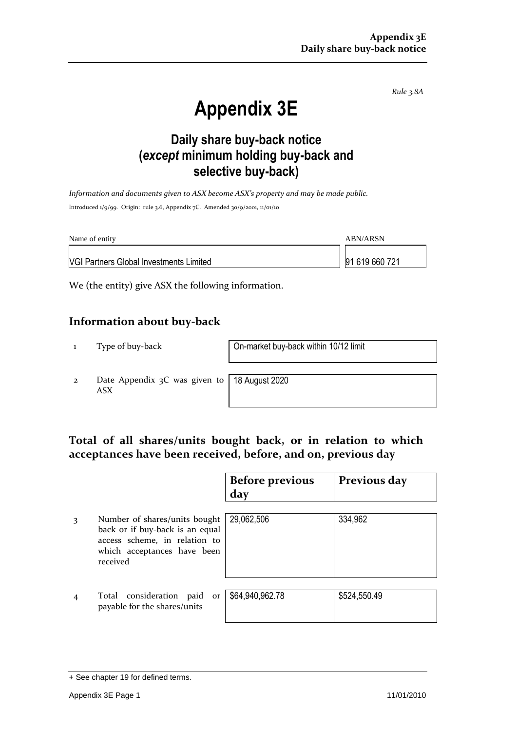*Rule 3.8A*

# Appendix 3E

## Daily share buy-back notice (*except* minimum holding buy-back and selective buy-back)

*Information and documents given to ASX become ASX's property and may be made public.*

Introduced 1/9/99. Origin: rule 3.6, Appendix 7C. Amended 30/9/2001, 11/01/10

| Name of entity | ABN/ARSN |
|---|---|
| VGI Partners Global Investments Limited | 91 619 660 721 |

We (the entity) give ASX the following information.

## Information about buy-back

| | | |
|---|---|---|
| 1 | Type of buy-back | On-market buy-back within 10/12 limit |
| 2 | Date Appendix 3C was given to ASX | 18 August 2020 |

## Total of all shares/units bought back, or in relation to which acceptances have been received, before, and on, previous day

| | | Before previous day | Previous day |
|---|---|---|---|
| 3 | Number of shares/units bought back or if buy-back is an equal access scheme, in relation to which acceptances have been received | 29,062,506 | 334,962 |
| 4 | Total consideration paid or payable for the shares/units | $64,940,962.78 | $524,550.49 |

+ See chapter 19 for defined terms.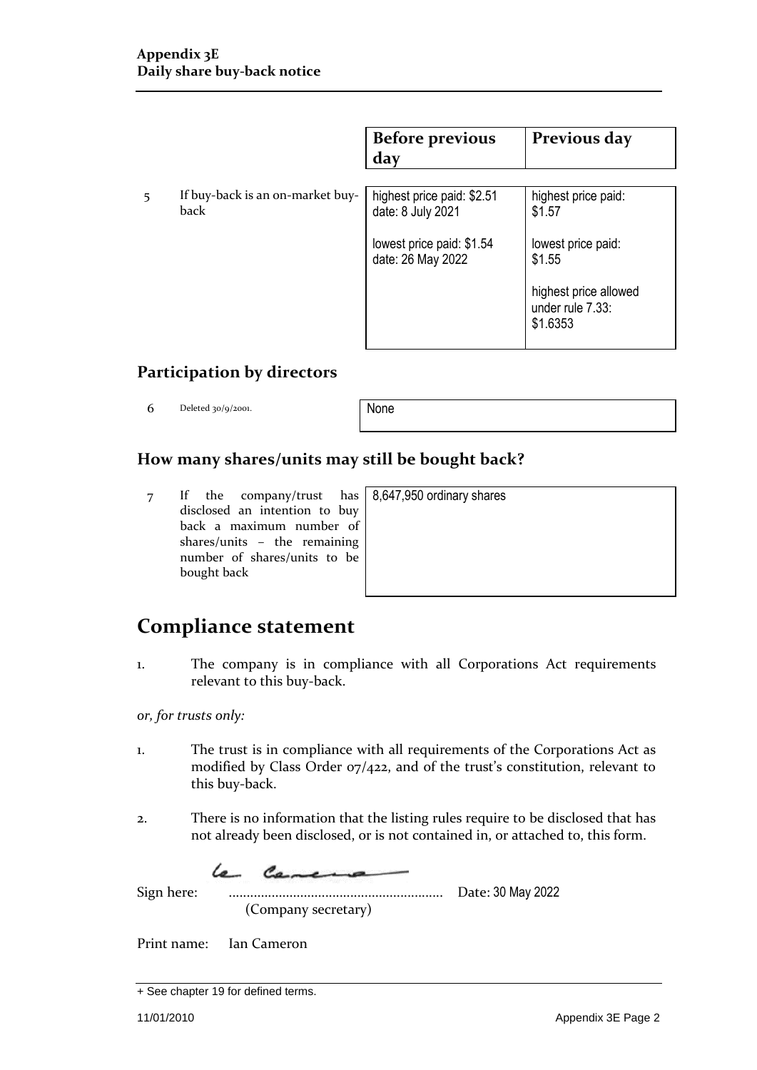|  |  | **Before previous day** | **Previous day** |
| --- | --- | --- | --- |
| 5 | If buy-back is an on-market buy-back | highest price paid: $2.51<br>date: 8 July 2021<br><br>lowest price paid: $1.54<br>date: 26 May 2022 | highest price paid: $1.57<br><br>lowest price paid: $1.55<br><br>highest price allowed under rule 7.33: $1.6353 |

## Participation by directors

|  |  |  |
| --- | --- | --- |
| 6 | Deleted 30/9/2001. | None |

## How many shares/units may still be bought back?

|  |  |  |
| --- | --- | --- |
| 7 | If the company/trust has disclosed an intention to buy back a maximum number of shares/units – the remaining number of shares/units to be bought back | 8,647,950 ordinary shares |

# Compliance statement

1. The company is in compliance with all Corporations Act requirements relevant to this buy-back.

*or, for trusts only:*

1. The trust is in compliance with all requirements of the Corporations Act as modified by Class Order 07/422, and of the trust's constitution, relevant to this buy-back.

2. There is no information that the listing rules require to be disclosed that has not already been disclosed, or is not contained in, or attached to, this form.

Sign here: ............................................................ Date: 30 May 2022
(Company secretary)

Print name: Ian Cameron

+ See chapter 19 for defined terms.